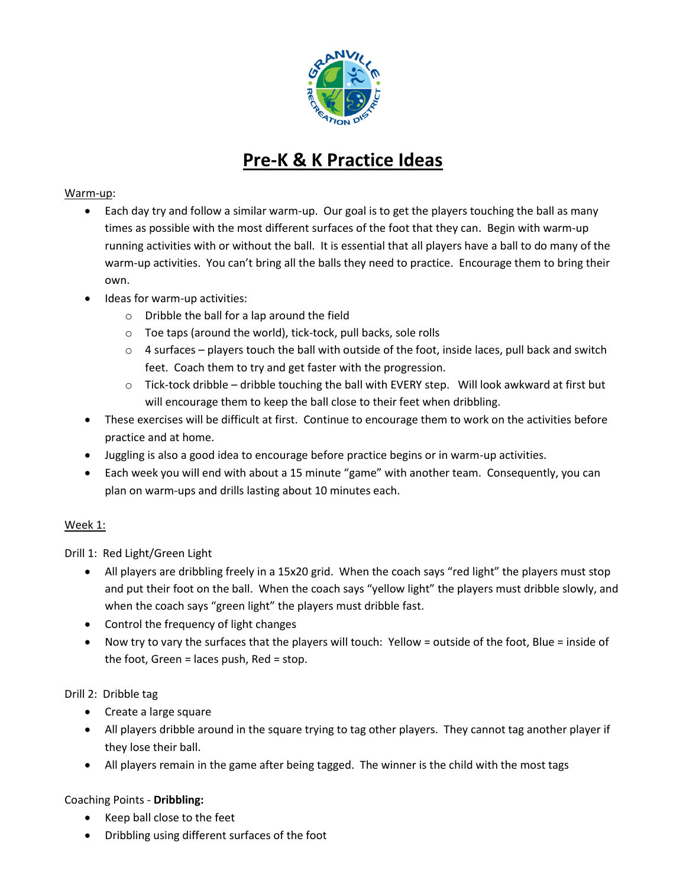# Pre-K & K Practice Ideas

Warm-up:

- Each day try and follow a similar warm-up. Our goal is to get the players touching the ball as many times as possible with the most different surfaces of the foot that they can. Begin with warm-up running activities with or without the ball. It is essential that all players have a ball to do many of the warm-up activities. You can't bring all the balls they need to practice. Encourage them to bring their own.
- Ideas for warm-up activities:
  - Dribble the ball for a lap around the field
  - Toe taps (around the world), tick-tock, pull backs, sole rolls
  - 4 surfaces – players touch the ball with outside of the foot, inside laces, pull back and switch feet. Coach them to try and get faster with the progression.
  - Tick-tock dribble – dribble touching the ball with EVERY step. Will look awkward at first but will encourage them to keep the ball close to their feet when dribbling.
- These exercises will be difficult at first. Continue to encourage them to work on the activities before practice and at home.
- Juggling is also a good idea to encourage before practice begins or in warm-up activities.
- Each week you will end with about a 15 minute "game" with another team. Consequently, you can plan on warm-ups and drills lasting about 10 minutes each.

Week 1:

Drill 1: Red Light/Green Light

- All players are dribbling freely in a 15x20 grid. When the coach says "red light" the players must stop and put their foot on the ball. When the coach says "yellow light" the players must dribble slowly, and when the coach says "green light" the players must dribble fast.
- Control the frequency of light changes
- Now try to vary the surfaces that the players will touch: Yellow = outside of the foot, Blue = inside of the foot, Green = laces push, Red = stop.

Drill 2: Dribble tag

- Create a large square
- All players dribble around in the square trying to tag other players. They cannot tag another player if they lose their ball.
- All players remain in the game after being tagged. The winner is the child with the most tags

Coaching Points - **Dribbling:**

- Keep ball close to the feet
- Dribbling using different surfaces of the foot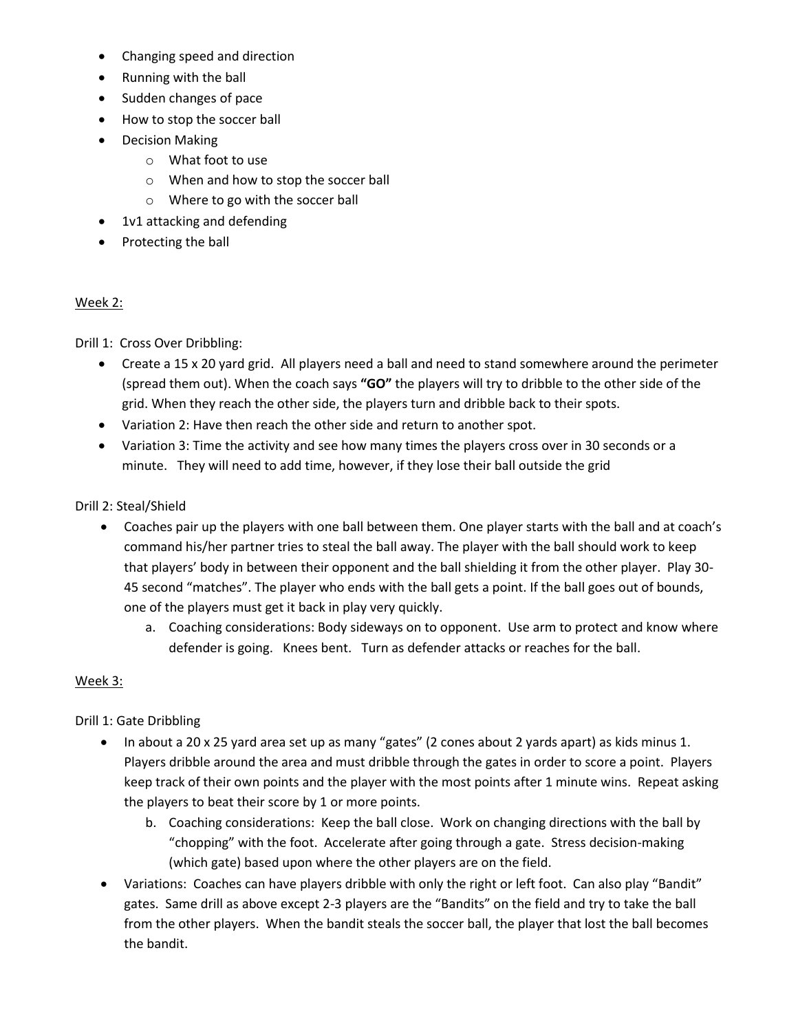- Changing speed and direction
- Running with the ball
- Sudden changes of pace
- How to stop the soccer ball
- Decision Making
    - What foot to use
    - When and how to stop the soccer ball
    - Where to go with the soccer ball
- 1v1 attacking and defending
- Protecting the ball

Week 2:

Drill 1: Cross Over Dribbling:

- Create a 15 x 20 yard grid. All players need a ball and need to stand somewhere around the perimeter (spread them out). When the coach says **"GO"** the players will try to dribble to the other side of the grid. When they reach the other side, the players turn and dribble back to their spots.
- Variation 2: Have then reach the other side and return to another spot.
- Variation 3: Time the activity and see how many times the players cross over in 30 seconds or a minute. They will need to add time, however, if they lose their ball outside the grid

Drill 2: Steal/Shield

- Coaches pair up the players with one ball between them. One player starts with the ball and at coach's command his/her partner tries to steal the ball away. The player with the ball should work to keep that players' body in between their opponent and the ball shielding it from the other player. Play 30-45 second "matches". The player who ends with the ball gets a point. If the ball goes out of bounds, one of the players must get it back in play very quickly.
    a. Coaching considerations: Body sideways on to opponent. Use arm to protect and know where defender is going. Knees bent. Turn as defender attacks or reaches for the ball.

Week 3:

Drill 1: Gate Dribbling

- In about a 20 x 25 yard area set up as many "gates" (2 cones about 2 yards apart) as kids minus 1. Players dribble around the area and must dribble through the gates in order to score a point. Players keep track of their own points and the player with the most points after 1 minute wins. Repeat asking the players to beat their score by 1 or more points.
    b. Coaching considerations: Keep the ball close. Work on changing directions with the ball by "chopping" with the foot. Accelerate after going through a gate. Stress decision-making (which gate) based upon where the other players are on the field.
- Variations: Coaches can have players dribble with only the right or left foot. Can also play "Bandit" gates. Same drill as above except 2-3 players are the "Bandits" on the field and try to take the ball from the other players. When the bandit steals the soccer ball, the player that lost the ball becomes the bandit.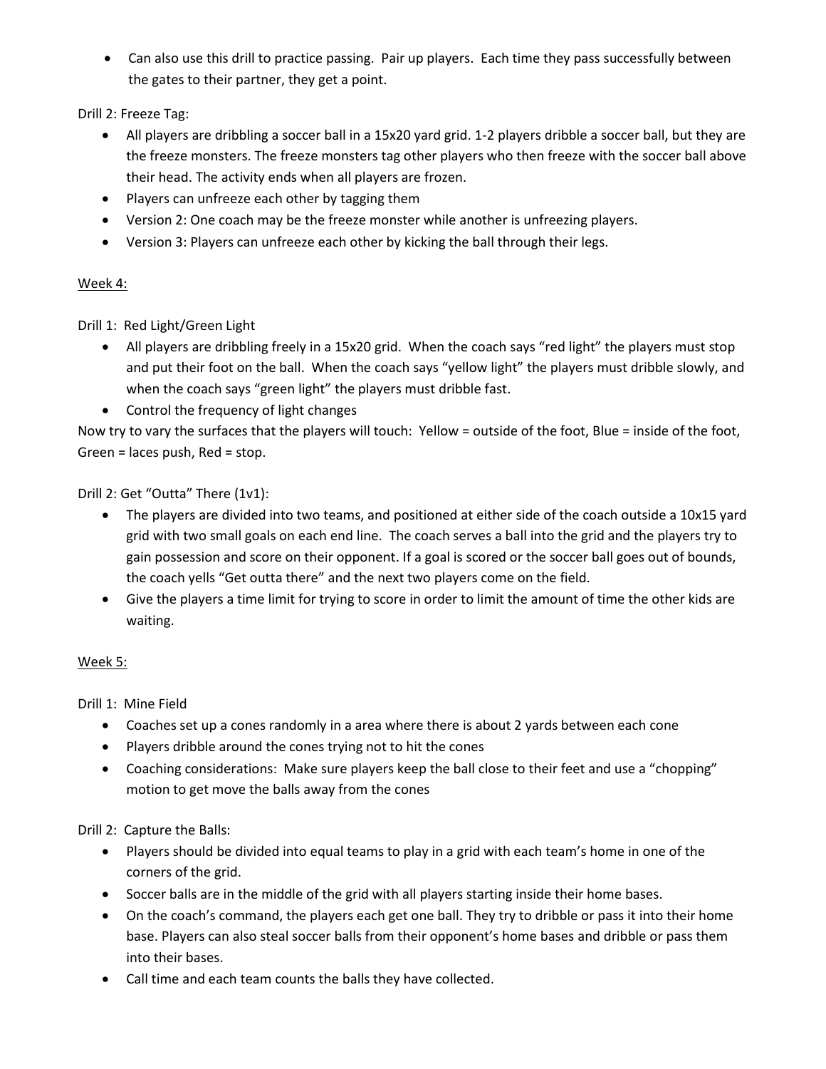- Can also use this drill to practice passing. Pair up players. Each time they pass successfully between the gates to their partner, they get a point.

Drill 2: Freeze Tag:

- All players are dribbling a soccer ball in a 15x20 yard grid. 1-2 players dribble a soccer ball, but they are the freeze monsters. The freeze monsters tag other players who then freeze with the soccer ball above their head. The activity ends when all players are frozen.
- Players can unfreeze each other by tagging them
- Version 2: One coach may be the freeze monster while another is unfreezing players.
- Version 3: Players can unfreeze each other by kicking the ball through their legs.

<u>Week 4:</u>

Drill 1: Red Light/Green Light

- All players are dribbling freely in a 15x20 grid. When the coach says "red light" the players must stop and put their foot on the ball. When the coach says "yellow light" the players must dribble slowly, and when the coach says "green light" the players must dribble fast.
- Control the frequency of light changes

Now try to vary the surfaces that the players will touch: Yellow = outside of the foot, Blue = inside of the foot, Green = laces push, Red = stop.

Drill 2: Get "Outta" There (1v1):

- The players are divided into two teams, and positioned at either side of the coach outside a 10x15 yard grid with two small goals on each end line. The coach serves a ball into the grid and the players try to gain possession and score on their opponent. If a goal is scored or the soccer ball goes out of bounds, the coach yells "Get outta there" and the next two players come on the field.
- Give the players a time limit for trying to score in order to limit the amount of time the other kids are waiting.

<u>Week 5:</u>

Drill 1: Mine Field

- Coaches set up a cones randomly in a area where there is about 2 yards between each cone
- Players dribble around the cones trying not to hit the cones
- Coaching considerations: Make sure players keep the ball close to their feet and use a "chopping" motion to get move the balls away from the cones

Drill 2: Capture the Balls:

- Players should be divided into equal teams to play in a grid with each team's home in one of the corners of the grid.
- Soccer balls are in the middle of the grid with all players starting inside their home bases.
- On the coach's command, the players each get one ball. They try to dribble or pass it into their home base. Players can also steal soccer balls from their opponent's home bases and dribble or pass them into their bases.
- Call time and each team counts the balls they have collected.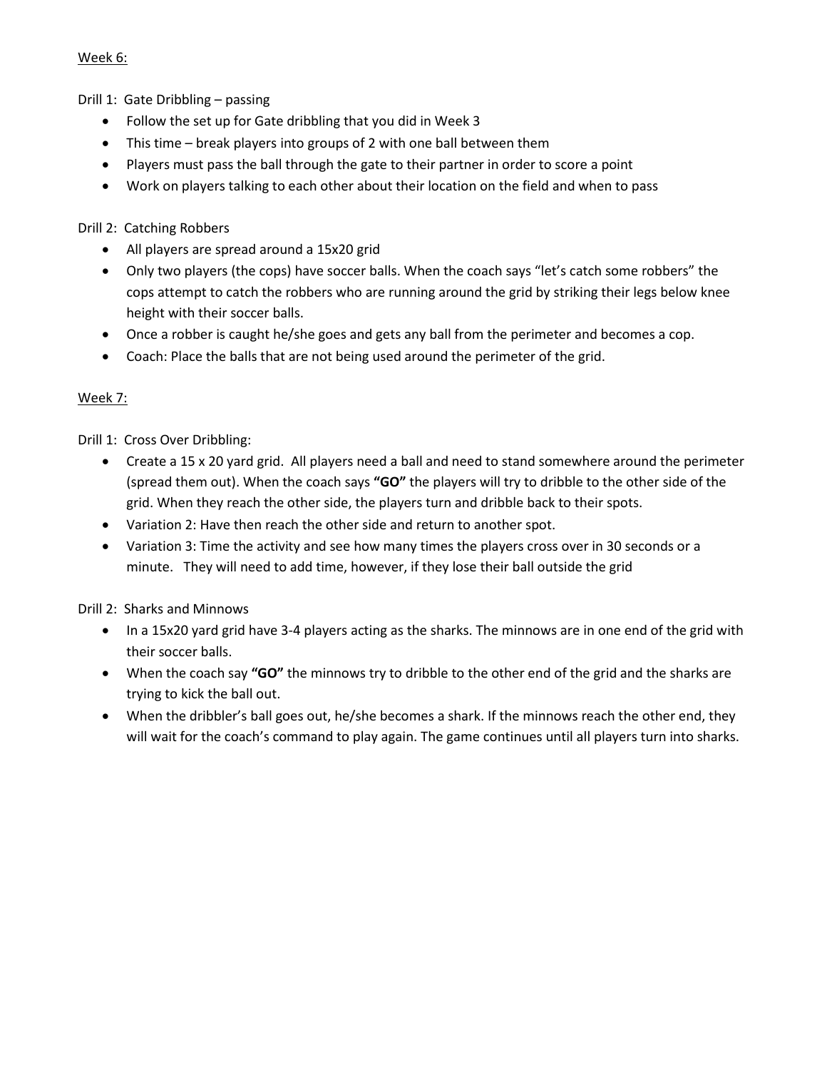Week 6:

Drill 1: Gate Dribbling – passing

- Follow the set up for Gate dribbling that you did in Week 3
- This time – break players into groups of 2 with one ball between them
- Players must pass the ball through the gate to their partner in order to score a point
- Work on players talking to each other about their location on the field and when to pass

Drill 2: Catching Robbers

- All players are spread around a 15x20 grid
- Only two players (the cops) have soccer balls. When the coach says "let's catch some robbers" the cops attempt to catch the robbers who are running around the grid by striking their legs below knee height with their soccer balls.
- Once a robber is caught he/she goes and gets any ball from the perimeter and becomes a cop.
- Coach: Place the balls that are not being used around the perimeter of the grid.

Week 7:

Drill 1: Cross Over Dribbling:

- Create a 15 x 20 yard grid. All players need a ball and need to stand somewhere around the perimeter (spread them out). When the coach says **"GO"** the players will try to dribble to the other side of the grid. When they reach the other side, the players turn and dribble back to their spots.
- Variation 2: Have then reach the other side and return to another spot.
- Variation 3: Time the activity and see how many times the players cross over in 30 seconds or a minute. They will need to add time, however, if they lose their ball outside the grid

Drill 2: Sharks and Minnows

- In a 15x20 yard grid have 3-4 players acting as the sharks. The minnows are in one end of the grid with their soccer balls.
- When the coach say **"GO"** the minnows try to dribble to the other end of the grid and the sharks are trying to kick the ball out.
- When the dribbler's ball goes out, he/she becomes a shark. If the minnows reach the other end, they will wait for the coach's command to play again. The game continues until all players turn into sharks.